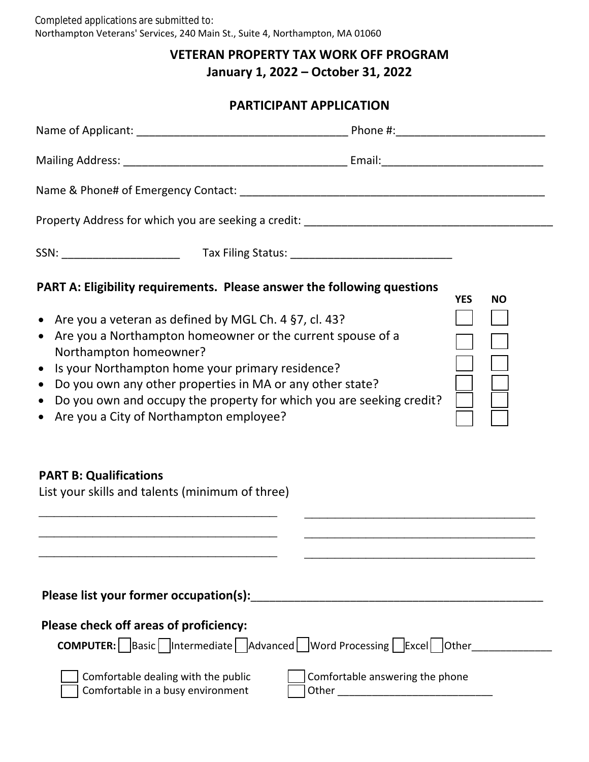Completed applications are submitted to:
Northampton Veterans' Services, 240 Main St., Suite 4, Northampton, MA 01060

# VETERAN PROPERTY TAX WORK OFF PROGRAM
## January 1, 2022 – October 31, 2022

## PARTICIPANT APPLICATION

Name of Applicant: ___________________________________ Phone #:_________________________

Mailing Address: _____________________________________ Email:___________________________

Name & Phone# of Emergency Contact: ____________________________________________________

Property Address for which you are seeking a credit: _________________________________________

SSN: ___________________ Tax Filing Status: __________________________

**PART A: Eligibility requirements. Please answer the following questions**

| | YES | NO |
|---|---|---|
| • Are you a veteran as defined by MGL Ch. 4 §7, cl. 43? | ☐ | ☐ |
| • Are you a Northampton homeowner or the current spouse of a Northampton homeowner? | ☐ | ☐ |
| • Is your Northampton home your primary residence? | ☐ | ☐ |
| • Do you own any other properties in MA or any other state? | ☐ | ☐ |
| • Do you own and occupy the property for which you are seeking credit? | ☐ | ☐ |
| • Are you a City of Northampton employee? | ☐ | ☐ |

**PART B: Qualifications**

List your skills and talents (minimum of three)

_______________________________________ _______________________________________

_______________________________________ _______________________________________

_______________________________________ _______________________________________

**Please list your former occupation(s):**_______________________________________________

**Please check off areas of proficiency:**

**COMPUTER:** ☐ Basic ☐ Intermediate ☐ Advanced ☐ Word Processing ☐ Excel ☐ Other______________

☐ Comfortable dealing with the public ☐ Comfortable answering the phone

☐ Comfortable in a busy environment ☐ Other ___________________________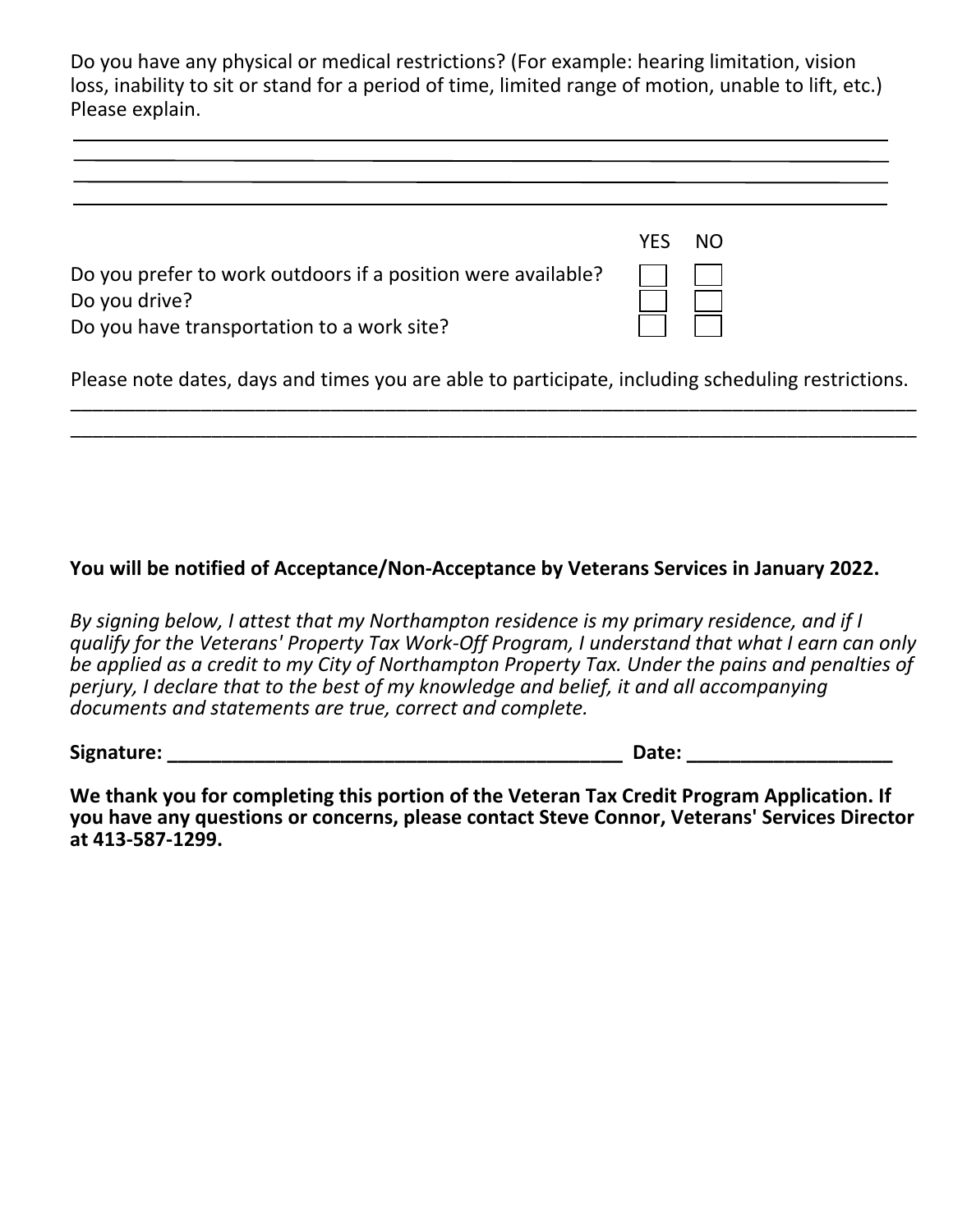Do you have any physical or medical restrictions? (For example: hearing limitation, vision loss, inability to sit or stand for a period of time, limited range of motion, unable to lift, etc.) Please explain.

\_\_\_\_\_\_\_\_\_\_\_\_\_\_\_\_\_\_\_\_\_\_\_\_\_\_\_\_\_\_\_\_\_\_\_\_\_\_\_\_\_\_\_\_\_\_\_\_\_\_\_\_\_\_\_\_\_\_\_\_\_\_\_\_\_\_\_\_\_\_\_\_\_\_\_\_

\_\_\_\_\_\_\_\_\_\_\_\_\_\_\_\_\_\_\_\_\_\_\_\_\_\_\_\_\_\_\_\_\_\_\_\_\_\_\_\_\_\_\_\_\_\_\_\_\_\_\_\_\_\_\_\_\_\_\_\_\_\_\_\_\_\_\_\_\_\_\_\_\_\_\_\_

\_\_\_\_\_\_\_\_\_\_\_\_\_\_\_\_\_\_\_\_\_\_\_\_\_\_\_\_\_\_\_\_\_\_\_\_\_\_\_\_\_\_\_\_\_\_\_\_\_\_\_\_\_\_\_\_\_\_\_\_\_\_\_\_\_\_\_\_\_\_\_\_\_\_\_\_

\_\_\_\_\_\_\_\_\_\_\_\_\_\_\_\_\_\_\_\_\_\_\_\_\_\_\_\_\_\_\_\_\_\_\_\_\_\_\_\_\_\_\_\_\_\_\_\_\_\_\_\_\_\_\_\_\_\_\_\_\_\_\_\_\_\_\_\_\_\_\_\_\_\_\_\_

| | YES | NO |
|---|---|---|
| Do you prefer to work outdoors if a position were available? | ☐ | ☐ |
| Do you drive? | ☐ | ☐ |
| Do you have transportation to a work site? | ☐ | ☐ |

Please note dates, days and times you are able to participate, including scheduling restrictions.

\_\_\_\_\_\_\_\_\_\_\_\_\_\_\_\_\_\_\_\_\_\_\_\_\_\_\_\_\_\_\_\_\_\_\_\_\_\_\_\_\_\_\_\_\_\_\_\_\_\_\_\_\_\_\_\_\_\_\_\_\_\_\_\_\_\_\_\_\_\_\_\_\_\_\_\_

\_\_\_\_\_\_\_\_\_\_\_\_\_\_\_\_\_\_\_\_\_\_\_\_\_\_\_\_\_\_\_\_\_\_\_\_\_\_\_\_\_\_\_\_\_\_\_\_\_\_\_\_\_\_\_\_\_\_\_\_\_\_\_\_\_\_\_\_\_\_\_\_\_\_\_\_

**You will be notified of Acceptance/Non-Acceptance by Veterans Services in January 2022.**

*By signing below, I attest that my Northampton residence is my primary residence, and if I qualify for the Veterans' Property Tax Work-Off Program, I understand that what I earn can only be applied as a credit to my City of Northampton Property Tax. Under the pains and penalties of perjury, I declare that to the best of my knowledge and belief, it and all accompanying documents and statements are true, correct and complete.*

**Signature: \_\_\_\_\_\_\_\_\_\_\_\_\_\_\_\_\_\_\_\_\_\_\_\_\_\_\_\_\_\_\_\_\_\_\_\_\_\_\_\_\_\_\_\_ Date: \_\_\_\_\_\_\_\_\_\_\_\_\_\_\_\_\_\_\_\_**

**We thank you for completing this portion of the Veteran Tax Credit Program Application. If you have any questions or concerns, please contact Steve Connor, Veterans' Services Director at 413-587-1299.**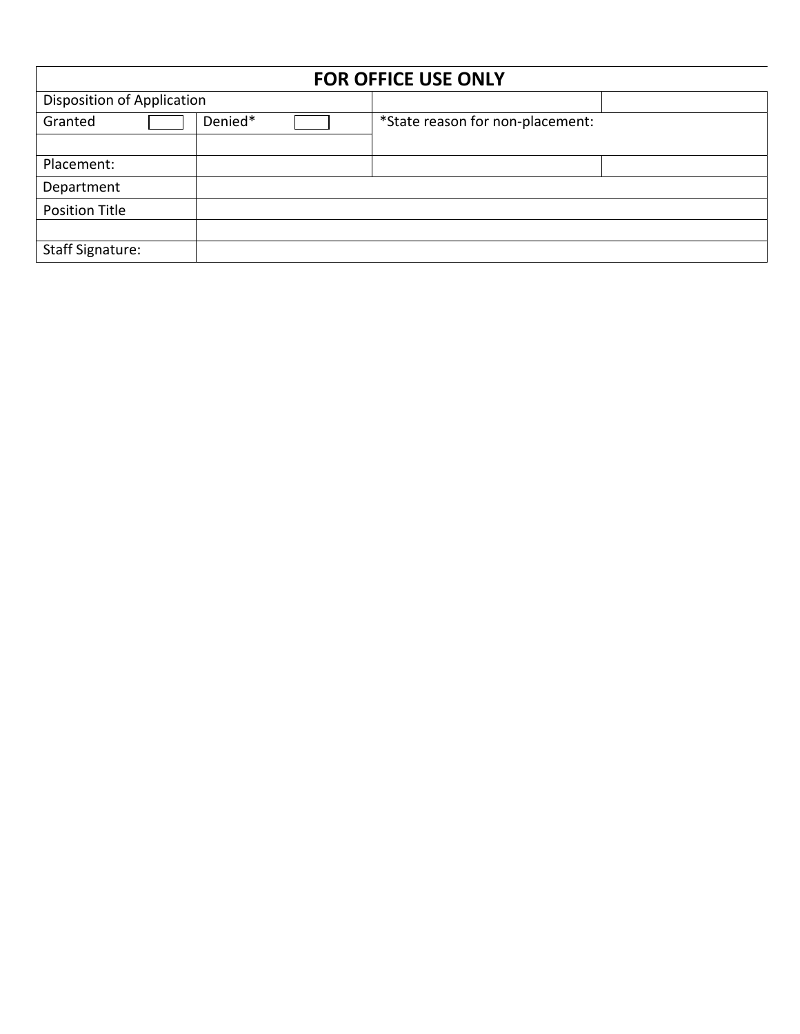| FOR OFFICE USE ONLY | | | |
|---|---|---|---|
| Disposition of Application | | | |
| Granted ☐ | Denied* ☐ | *State reason for non-placement: | |
| | | | |
| Placement: | | | |
| Department | | | |
| Position Title | | | |
| | | | |
| Staff Signature: | | | |